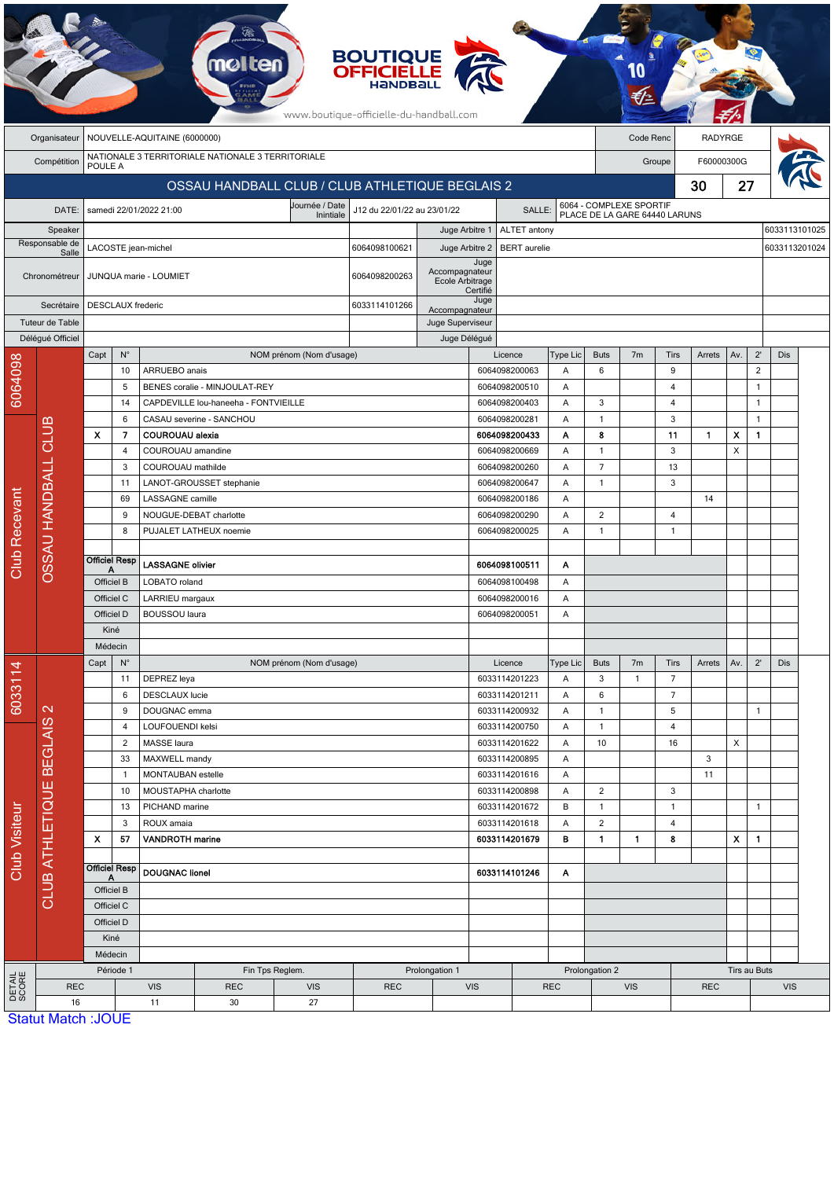BOUTIQUE OFFICIELLE HANDBALL

www.boutique-officielle-du-handball.com

| | | | |
|---|---|---|---|
| Organisateur | NOUVELLE-AQUITAINE (6000000) | Code Renc | RADYRGE |
| Compétition | NATIONALE 3 TERRITORIALE NATIONALE 3 TERRITORIALE POULE A | Groupe | F60000300G |

## OSSAU HANDBALL CLUB / CLUB ATHLETIQUE BEGLAIS 2 — 30 - 27

| | | | | | |
|---|---|---|---|---|---|
| DATE: | samedi 22/01/2022 21:00 | Journée / Date Initiale | J12 du 22/01/22 au 23/01/22 | SALLE: | 6064 - COMPLEXE SPORTIF PLACE DE LA GARE 64440 LARUNS |

| | | | | | |
|---|---|---|---|---|---|
| Speaker | | | Juge Arbitre 1 | ALTET antony | 6033113101025 |
| Responsable de Salle | LACOSTE jean-michel | 6064098100621 | Juge Arbitre 2 | BERT aurelie | 6033113201024 |
| Chronométreur | JUNQUA marie - LOUMIET | 6064098200263 | Juge Accompagnateur Ecole Arbitrage Certifié | | |
| Secrétaire | DESCLAUX frederic | 6033114101266 | Juge Accompagnateur | | |
| Tuteur de Table | | | Juge Superviseur | | |
| Délégué Officiel | | | Juge Délégué | | |

### Club Recevant — OSSAU HANDBALL CLUB (6064098)

| Capt | N° | NOM prénom (Nom d'usage) | Licence | Type Lic | Buts | 7m | Tirs | Arrets | Av. | 2' | Dis |
|---|---|---|---|---|---|---|---|---|---|---|---|
| | 10 | ARRUEBO anais | 6064098200063 | A | 6 | | 9 | | | 2 | |
| | 5 | BENES coralie - MINJOULAT-REY | 6064098200510 | A | | | 4 | | | 1 | |
| | 14 | CAPDEVILLE lou-haneeha - FONTVIEILLE | 6064098200403 | A | 3 | | 4 | | | 1 | |
| | 6 | CASAU severine - SANCHOU | 6064098200281 | A | 1 | | 3 | | | 1 | |
| X | 7 | **COUROUAU alexia** | **6064098200433** | **A** | **8** | | **11** | **1** | **X** | **1** | |
| | 4 | COUROUAU amandine | 6064098200669 | A | 1 | | 3 | | X | | |
| | 3 | COUROUAU mathilde | 6064098200260 | A | 7 | | 13 | | | | |
| | 11 | LANOT-GROUSSET stephanie | 6064098200647 | A | 1 | | 3 | | | | |
| | 69 | LASSAGNE camille | 6064098200186 | A | | | | 14 | | | |
| | 9 | NOUGUE-DEBAT charlotte | 6064098200290 | A | 2 | | 4 | | | | |
| | 8 | PUJALET LATHEUX noemie | 6064098200025 | A | 1 | | 1 | | | | |
| Officiel Resp A | | **LASSAGNE olivier** | **6064098100511** | **A** | | | | | | | |
| Officiel B | | LOBATO roland | 6064098100498 | A | | | | | | | |
| Officiel C | | LARRIEU margaux | 6064098200016 | A | | | | | | | |
| Officiel D | | BOUSSOU laura | 6064098200051 | A | | | | | | | |
| Kiné | | | | | | | | | | | |
| Médecin | | | | | | | | | | | |

### Club Visiteur — CLUB ATHLETIQUE BEGLAIS 2 (6033114)

| Capt | N° | NOM prénom (Nom d'usage) | Licence | Type Lic | Buts | 7m | Tirs | Arrets | Av. | 2' | Dis |
|---|---|---|---|---|---|---|---|---|---|---|---|
| | 11 | DEPREZ leya | 6033114201223 | A | 3 | 1 | 7 | | | | |
| | 6 | DESCLAUX lucie | 6033114201211 | A | 6 | | 7 | | | | |
| | 9 | DOUGNAC emma | 6033114200932 | A | 1 | | 5 | | | 1 | |
| | 4 | LOUFOUENDI kelsi | 6033114200750 | A | 1 | | 4 | | | | |
| | 2 | MASSE laura | 6033114201622 | A | 10 | | 16 | | X | | |
| | 33 | MAXWELL mandy | 6033114200895 | A | | | | 3 | | | |
| | 1 | MONTAUBAN estelle | 6033114201616 | A | | | | 11 | | | |
| | 10 | MOUSTAPHA charlotte | 6033114200898 | A | 2 | | 3 | | | | |
| | 13 | PICHAND marine | 6033114201672 | B | 1 | | 1 | | | 1 | |
| | 3 | ROUX amaia | 6033114201618 | A | 2 | | 4 | | | | |
| X | 57 | **VANDROTH marine** | **6033114201679** | **B** | **1** | **1** | **8** | | **X** | **1** | |
| Officiel Resp A | | **DOUGNAC lionel** | **6033114101246** | **A** | | | | | | | |
| Officiel B | | | | | | | | | | | |
| Officiel C | | | | | | | | | | | |
| Officiel D | | | | | | | | | | | |
| Kiné | | | | | | | | | | | |
| Médecin | | | | | | | | | | | |

### DETAIL SCORE

| Période 1 | | Fin Tps Reglem. | | Prolongation 1 | | Prolongation 2 | | Tirs au Buts | |
|---|---|---|---|---|---|---|---|---|---|
| REC | VIS | REC | VIS | REC | VIS | REC | VIS | REC | VIS |
| 16 | 11 | 30 | 27 | | | | | | |

Statut Match :JOUE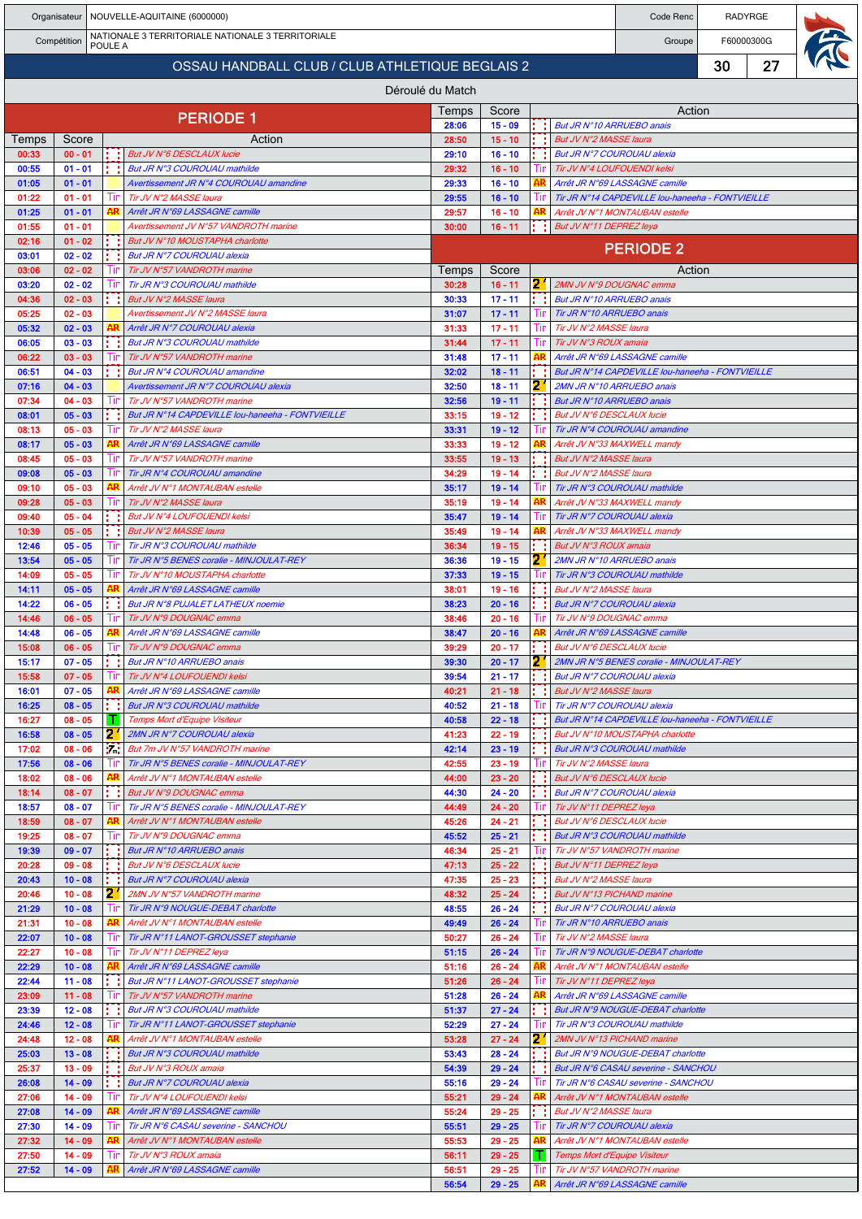| Organisateur | NOUVELLE-AQUITAINE (6000000) | Code Renc | RADYRGE |
|---|---|---|---|
| Compétition | NATIONALE 3 TERRITORIALE NATIONALE 3 TERRITORIALE POULE A | Groupe | F60000300G |

## OSSAU HANDBALL CLUB / CLUB ATHLETIQUE BEGLAIS 2 — 30 / 27

### Déroulé du Match

## PERIODE 1

| Temps | Score | | Action |
|---|---|---|---|
| 00:33 | 00 - 01 | | But JV N°6 DESCLAUX lucie |
| 00:55 | 01 - 01 | | But JR N°3 COUROUAU mathilde |
| 01:05 | 01 - 01 | | Avertissement JR N°4 COUROUAU amandine |
| 01:22 | 01 - 01 | Tir | Tir JV N°2 MASSE laura |
| 01:25 | 01 - 01 | AR | Arrêt JR N°69 LASSAGNE camille |
| 01:55 | 01 - 01 | | Avertissement JV N°57 VANDROTH marine |
| 02:16 | 01 - 02 | | But JV N°10 MOUSTAPHA charlotte |
| 03:01 | 02 - 02 | | But JR N°7 COUROUAU alexia |
| 03:06 | 02 - 02 | Tir | Tir JV N°57 VANDROTH marine |
| 03:20 | 02 - 02 | Tir | Tir JR N°3 COUROUAU mathilde |
| 04:36 | 02 - 03 | | But JV N°2 MASSE laura |
| 05:25 | 02 - 03 | | Avertissement JV N°2 MASSE laura |
| 05:32 | 02 - 03 | AR | Arrêt JR N°7 COUROUAU alexia |
| 06:05 | 03 - 03 | | But JR N°3 COUROUAU mathilde |
| 06:22 | 03 - 03 | Tir | Tir JV N°57 VANDROTH marine |
| 06:51 | 04 - 03 | | But JR N°4 COUROUAU amandine |
| 07:16 | 04 - 03 | | Avertissement JR N°7 COUROUAU alexia |
| 07:34 | 04 - 03 | Tir | Tir JV N°57 VANDROTH marine |
| 08:01 | 05 - 03 | | But JR N°14 CAPDEVILLE lou-haneeha - FONTVIEILLE |
| 08:13 | 05 - 03 | Tir | Tir JV N°2 MASSE laura |
| 08:17 | 05 - 03 | AR | Arrêt JR N°69 LASSAGNE camille |
| 08:45 | 05 - 03 | Tir | Tir JV N°57 VANDROTH marine |
| 09:08 | 05 - 03 | Tir | Tir JR N°4 COUROUAU amandine |
| 09:10 | 05 - 03 | AR | Arrêt JV N°1 MONTAUBAN estelle |
| 09:28 | 05 - 03 | Tir | Tir JV N°2 MASSE laura |
| 09:40 | 05 - 04 | | But JV N°4 LOUFOUENDI kelsi |
| 10:39 | 05 - 05 | | But JV N°2 MASSE laura |
| 12:46 | 05 - 05 | Tir | Tir JR N°3 COUROUAU mathilde |
| 13:54 | 05 - 05 | Tir | Tir JR N°5 BENES coralie - MINJOULAT-REY |
| 14:09 | 05 - 05 | Tir | Tir JV N°10 MOUSTAPHA charlotte |
| 14:11 | 05 - 05 | AR | Arrêt JR N°69 LASSAGNE camille |
| 14:22 | 06 - 05 | | But JR N°8 PUJALET LATHEUX noemie |
| 14:46 | 06 - 05 | Tir | Tir JV N°9 DOUGNAC emma |
| 14:48 | 06 - 05 | AR | Arrêt JR N°69 LASSAGNE camille |
| 15:08 | 06 - 05 | Tir | Tir JV N°9 DOUGNAC emma |
| 15:17 | 07 - 05 | | But JR N°10 ARRUEBO anais |
| 15:58 | 07 - 05 | Tir | Tir JV N°4 LOUFOUENDI kelsi |
| 16:01 | 07 - 05 | AR | Arrêt JR N°69 LASSAGNE camille |
| 16:25 | 08 - 05 | | But JR N°3 COUROUAU mathilde |
| 16:27 | 08 - 05 | T | Temps Mort d'Equipe Visiteur |
| 16:58 | 08 - 05 | 2' | 2MN JR N°7 COUROUAU alexia |
| 17:02 | 08 - 06 | 7m | But 7m JV N°57 VANDROTH marine |
| 17:56 | 08 - 06 | Tir | Tir JR N°5 BENES coralie - MINJOULAT-REY |
| 18:02 | 08 - 06 | AR | Arrêt JV N°1 MONTAUBAN estelle |
| 18:14 | 08 - 07 | | But JV N°9 DOUGNAC emma |
| 18:57 | 08 - 07 | Tir | Tir JR N°5 BENES coralie - MINJOULAT-REY |
| 18:59 | 08 - 07 | AR | Arrêt JV N°1 MONTAUBAN estelle |
| 19:25 | 08 - 07 | Tir | Tir JV N°9 DOUGNAC emma |
| 19:39 | 09 - 07 | | But JR N°10 ARRUEBO anais |
| 20:28 | 09 - 08 | | But JV N°6 DESCLAUX lucie |
| 20:43 | 10 - 08 | | But JR N°7 COUROUAU alexia |
| 20:46 | 10 - 08 | 2' | 2MN JV N°57 VANDROTH marine |
| 21:29 | 10 - 08 | Tir | Tir JR N°9 NOUGUE-DEBAT charlotte |
| 21:31 | 10 - 08 | AR | Arrêt JV N°1 MONTAUBAN estelle |
| 22:07 | 10 - 08 | Tir | Tir JR N°11 LANOT-GROUSSET stephanie |
| 22:27 | 10 - 08 | Tir | Tir JV N°11 DEPREZ leya |
| 22:29 | 10 - 08 | AR | Arrêt JR N°69 LASSAGNE camille |
| 22:44 | 11 - 08 | | But JR N°11 LANOT-GROUSSET stephanie |
| 23:09 | 11 - 08 | Tir | Tir JV N°57 VANDROTH marine |
| 23:39 | 12 - 08 | | But JR N°3 COUROUAU mathilde |
| 24:46 | 12 - 08 | Tir | Tir JR N°11 LANOT-GROUSSET stephanie |
| 24:48 | 12 - 08 | AR | Arrêt JV N°1 MONTAUBAN estelle |
| 25:03 | 13 - 08 | | But JR N°3 COUROUAU mathilde |
| 25:37 | 13 - 09 | | But JV N°3 ROUX amaia |
| 26:08 | 14 - 09 | | But JR N°7 COUROUAU alexia |
| 27:06 | 14 - 09 | Tir | Tir JV N°4 LOUFOUENDI kelsi |
| 27:08 | 14 - 09 | AR | Arrêt JR N°69 LASSAGNE camille |
| 27:30 | 14 - 09 | Tir | Tir JR N°6 CASAU severine - SANCHOU |
| 27:32 | 14 - 09 | AR | Arrêt JV N°1 MONTAUBAN estelle |
| 27:50 | 14 - 09 | Tir | Tir JV N°3 ROUX amaia |
| 27:52 | 14 - 09 | AR | Arrêt JR N°69 LASSAGNE camille |
| 28:06 | 15 - 09 | | But JR N°10 ARRUEBO anais |
| 28:50 | 15 - 10 | | But JV N°2 MASSE laura |
| 29:10 | 16 - 10 | | But JR N°7 COUROUAU alexia |
| 29:32 | 16 - 10 | Tir | Tir JV N°4 LOUFOUENDI kelsi |
| 29:33 | 16 - 10 | AR | Arrêt JR N°69 LASSAGNE camille |
| 29:55 | 16 - 10 | Tir | Tir JR N°14 CAPDEVILLE lou-haneeha - FONTVIEILLE |
| 29:57 | 16 - 10 | AR | Arrêt JV N°1 MONTAUBAN estelle |
| 30:00 | 16 - 11 | | But JV N°11 DEPREZ leya |

## PERIODE 2

| Temps | Score | | Action |
|---|---|---|---|
| 30:28 | 16 - 11 | 2' | 2MN JV N°9 DOUGNAC emma |
| 30:33 | 17 - 11 | | But JR N°10 ARRUEBO anais |
| 31:07 | 17 - 11 | Tir | Tir JR N°10 ARRUEBO anais |
| 31:33 | 17 - 11 | Tir | Tir JV N°2 MASSE laura |
| 31:44 | 17 - 11 | Tir | Tir JV N°3 ROUX amaia |
| 31:48 | 17 - 11 | AR | Arrêt JR N°69 LASSAGNE camille |
| 32:02 | 18 - 11 | | But JR N°14 CAPDEVILLE lou-haneeha - FONTVIEILLE |
| 32:50 | 18 - 11 | 2' | 2MN JR N°10 ARRUEBO anais |
| 32:56 | 19 - 11 | | But JR N°10 ARRUEBO anais |
| 33:15 | 19 - 12 | | But JV N°6 DESCLAUX lucie |
| 33:31 | 19 - 12 | Tir | Tir JR N°4 COUROUAU amandine |
| 33:33 | 19 - 12 | AR | Arrêt JV N°33 MAXWELL mandy |
| 33:55 | 19 - 13 | | But JV N°2 MASSE laura |
| 34:29 | 19 - 14 | | But JV N°2 MASSE laura |
| 35:17 | 19 - 14 | Tir | Tir JR N°3 COUROUAU mathilde |
| 35:19 | 19 - 14 | AR | Arrêt JV N°33 MAXWELL mandy |
| 35:47 | 19 - 14 | Tir | Tir JR N°7 COUROUAU alexia |
| 35:49 | 19 - 14 | AR | Arrêt JV N°33 MAXWELL mandy |
| 36:34 | 19 - 15 | | But JV N°3 ROUX amaia |
| 36:36 | 19 - 15 | 2' | 2MN JR N°10 ARRUEBO anais |
| 37:33 | 19 - 15 | Tir | Tir JR N°3 COUROUAU mathilde |
| 38:01 | 19 - 16 | | But JV N°2 MASSE laura |
| 38:23 | 20 - 16 | | But JR N°7 COUROUAU alexia |
| 38:46 | 20 - 16 | Tir | Tir JV N°9 DOUGNAC emma |
| 38:47 | 20 - 16 | AR | Arrêt JR N°69 LASSAGNE camille |
| 39:29 | 20 - 17 | | But JV N°6 DESCLAUX lucie |
| 39:30 | 20 - 17 | 2' | 2MN JR N°5 BENES coralie - MINJOULAT-REY |
| 39:54 | 21 - 17 | | But JR N°7 COUROUAU alexia |
| 40:21 | 21 - 18 | | But JV N°2 MASSE laura |
| 40:52 | 21 - 18 | Tir | Tir JR N°7 COUROUAU alexia |
| 40:58 | 22 - 18 | | But JR N°14 CAPDEVILLE lou-haneeha - FONTVIEILLE |
| 41:23 | 22 - 19 | | But JV N°10 MOUSTAPHA charlotte |
| 42:14 | 23 - 19 | | But JR N°3 COUROUAU mathilde |
| 42:55 | 23 - 19 | Tir | Tir JV N°2 MASSE laura |
| 44:00 | 23 - 20 | | But JV N°6 DESCLAUX lucie |
| 44:30 | 24 - 20 | | But JR N°7 COUROUAU alexia |
| 44:49 | 24 - 20 | Tir | Tir JV N°11 DEPREZ leya |
| 45:26 | 24 - 21 | | But JV N°6 DESCLAUX lucie |
| 45:52 | 25 - 21 | | But JR N°3 COUROUAU mathilde |
| 46:34 | 25 - 21 | Tir | Tir JV N°57 VANDROTH marine |
| 47:13 | 25 - 22 | | But JV N°11 DEPREZ leya |
| 47:35 | 25 - 23 | | But JV N°2 MASSE laura |
| 48:32 | 25 - 24 | | But JV N°13 PICHAND marine |
| 48:55 | 26 - 24 | | But JR N°7 COUROUAU alexia |
| 49:49 | 26 - 24 | Tir | Tir JR N°10 ARRUEBO anais |
| 50:27 | 26 - 24 | Tir | Tir JV N°2 MASSE laura |
| 51:15 | 26 - 24 | Tir | Tir JR N°9 NOUGUE-DEBAT charlotte |
| 51:16 | 26 - 24 | AR | Arrêt JV N°1 MONTAUBAN estelle |
| 51:26 | 26 - 24 | Tir | Tir JV N°11 DEPREZ leya |
| 51:28 | 26 - 24 | AR | Arrêt JR N°69 LASSAGNE camille |
| 51:37 | 27 - 24 | | But JR N°9 NOUGUE-DEBAT charlotte |
| 52:29 | 27 - 24 | Tir | Tir JR N°3 COUROUAU mathilde |
| 53:28 | 27 - 24 | 2' | 2MN JV N°13 PICHAND marine |
| 53:43 | 28 - 24 | | But JR N°9 NOUGUE-DEBAT charlotte |
| 54:39 | 29 - 24 | | But JR N°6 CASAU severine - SANCHOU |
| 55:16 | 29 - 24 | Tir | Tir JR N°6 CASAU severine - SANCHOU |
| 55:21 | 29 - 24 | AR | Arrêt JV N°1 MONTAUBAN estelle |
| 55:24 | 29 - 25 | | But JV N°2 MASSE laura |
| 55:51 | 29 - 25 | Tir | Tir JR N°7 COUROUAU alexia |
| 55:53 | 29 - 25 | AR | Arrêt JV N°1 MONTAUBAN estelle |
| 56:11 | 29 - 25 | T | Temps Mort d'Equipe Visiteur |
| 56:51 | 29 - 25 | Tir | Tir JV N°57 VANDROTH marine |
| 56:54 | 29 - 25 | AR | Arrêt JR N°69 LASSAGNE camille |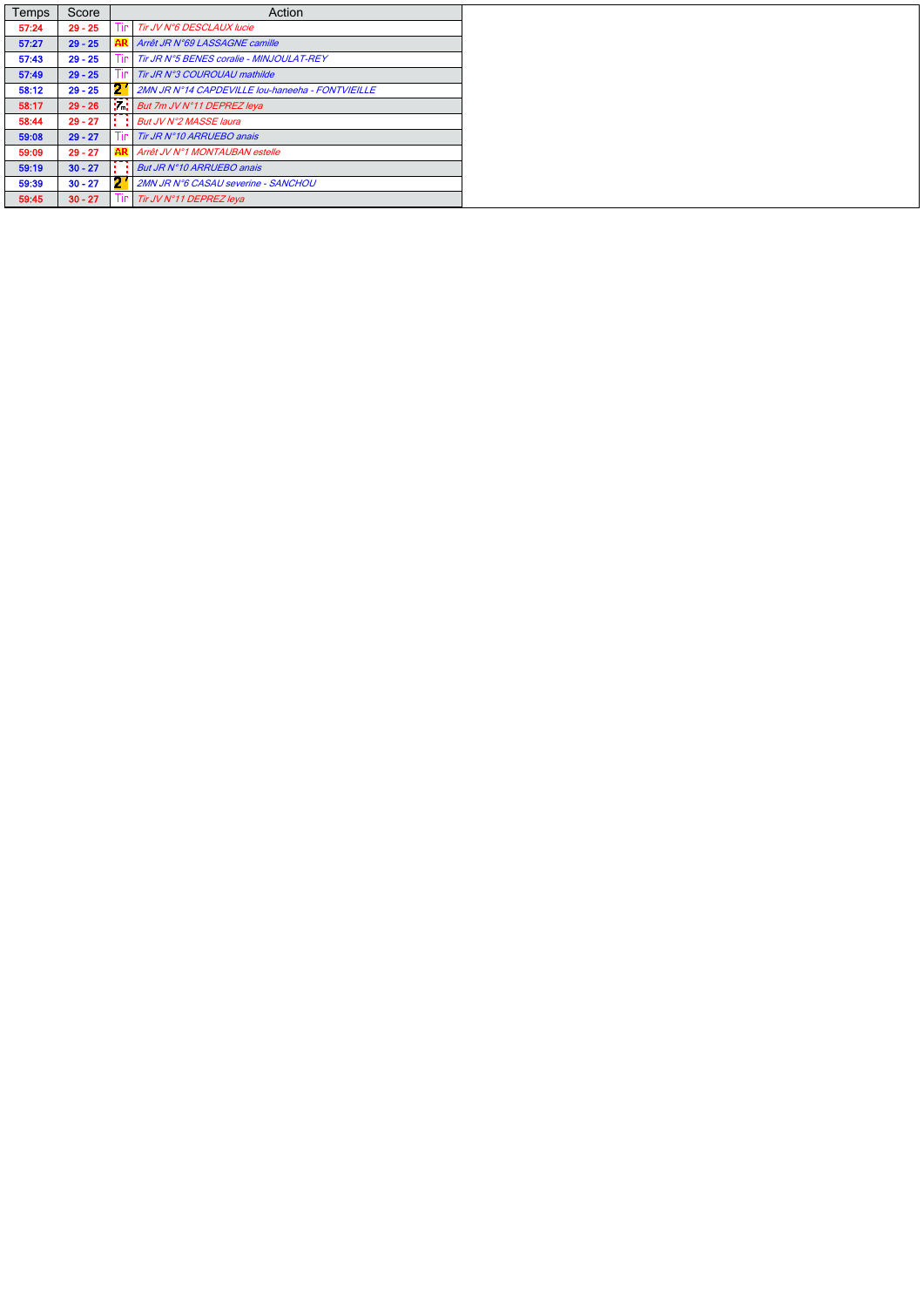| Temps | Score | | Action |
| --- | --- | --- | --- |
| 57:24 | 29 - 25 | Tir | Tir JV N°6 DESCLAUX lucie |
| 57:27 | 29 - 25 | AR | Arrêt JR N°69 LASSAGNE camille |
| 57:43 | 29 - 25 | Tir | Tir JR N°5 BENES coralie - MINJOULAT-REY |
| 57:49 | 29 - 25 | Tir | Tir JR N°3 COUROUAU mathilde |
| 58:12 | 29 - 25 | 2' | 2MN JR N°14 CAPDEVILLE lou-haneeha - FONTVIEILLE |
| 58:17 | 29 - 26 | 7m | But 7m JV N°11 DEPREZ leya |
| 58:44 | 29 - 27 | | But JV N°2 MASSE laura |
| 59:08 | 29 - 27 | Tir | Tir JR N°10 ARRUEBO anais |
| 59:09 | 29 - 27 | AR | Arrêt JV N°1 MONTAUBAN estelle |
| 59:19 | 30 - 27 | | But JR N°10 ARRUEBO anais |
| 59:39 | 30 - 27 | 2' | 2MN JR N°6 CASAU severine - SANCHOU |
| 59:45 | 30 - 27 | Tir | Tir JV N°11 DEPREZ leya |